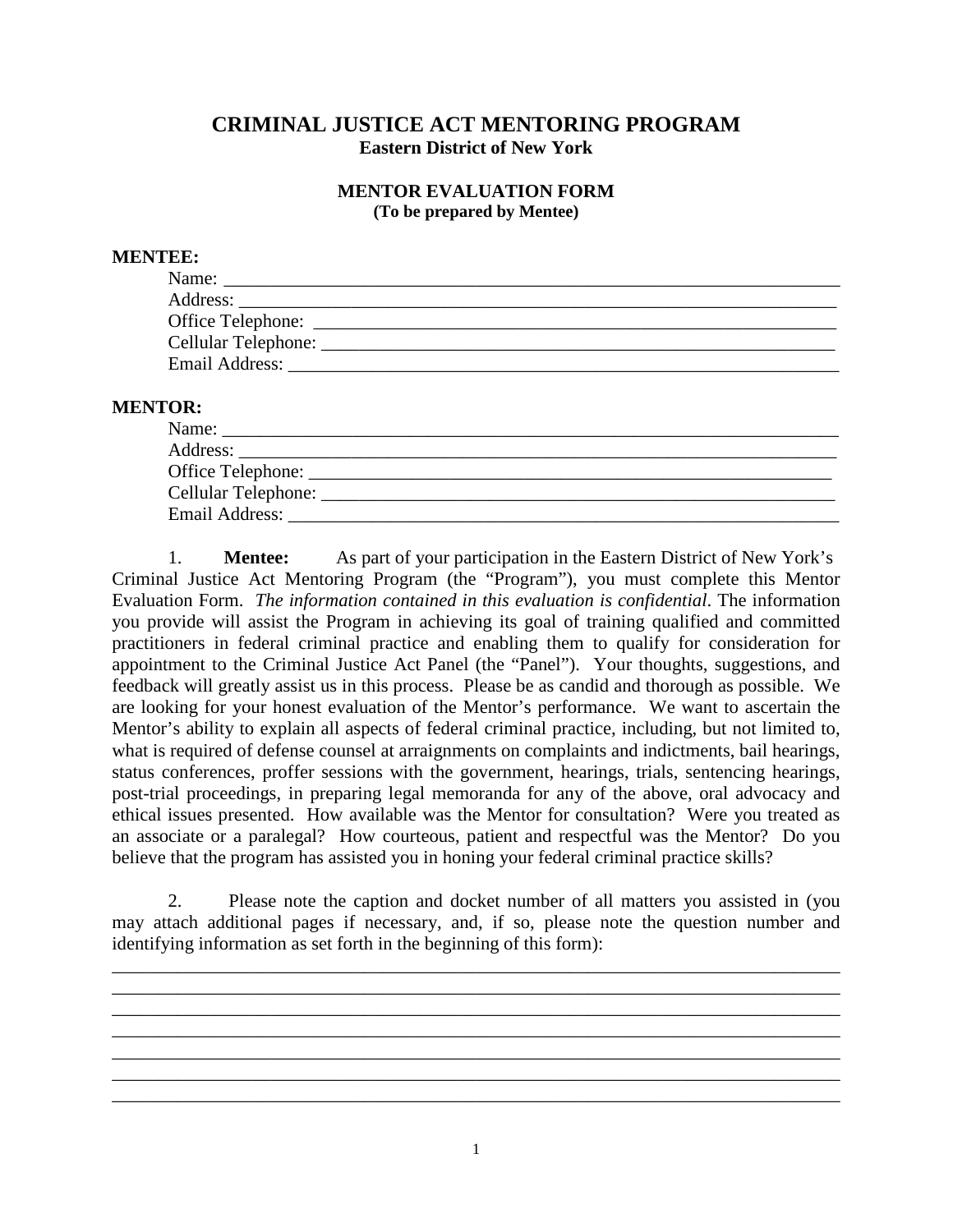# CRIMINAL JUSTICE ACT MENTORING PROGRAM

**Eastern District of New York**

## MENTOR EVALUATION FORM

**(To be prepared by Mentee)**

**MENTEE:**

Name: ______________________________________________________________________

Address: ____________________________________________________________________

Office Telephone: _____________________________________________________________

Cellular Telephone: ____________________________________________________________

Email Address: ________________________________________________________________

**MENTOR:**

Name: ______________________________________________________________________

Address: ____________________________________________________________________

Office Telephone: _____________________________________________________________

Cellular Telephone: ____________________________________________________________

Email Address: ________________________________________________________________

1. **Mentee:** As part of your participation in the Eastern District of New York's Criminal Justice Act Mentoring Program (the "Program"), you must complete this Mentor Evaluation Form. *The information contained in this evaluation is confidential*. The information you provide will assist the Program in achieving its goal of training qualified and committed practitioners in federal criminal practice and enabling them to qualify for consideration for appointment to the Criminal Justice Act Panel (the "Panel"). Your thoughts, suggestions, and feedback will greatly assist us in this process. Please be as candid and thorough as possible. We are looking for your honest evaluation of the Mentor's performance. We want to ascertain the Mentor's ability to explain all aspects of federal criminal practice, including, but not limited to, what is required of defense counsel at arraignments on complaints and indictments, bail hearings, status conferences, proffer sessions with the government, hearings, trials, sentencing hearings, post-trial proceedings, in preparing legal memoranda for any of the above, oral advocacy and ethical issues presented. How available was the Mentor for consultation? Were you treated as an associate or a paralegal? How courteous, patient and respectful was the Mentor? Do you believe that the program has assisted you in honing your federal criminal practice skills?

2. Please note the caption and docket number of all matters you assisted in (you may attach additional pages if necessary, and, if so, please note the question number and identifying information as set forth in the beginning of this form):

_____________________________________________________________________________

_____________________________________________________________________________

_____________________________________________________________________________

_____________________________________________________________________________

_____________________________________________________________________________

_____________________________________________________________________________

_____________________________________________________________________________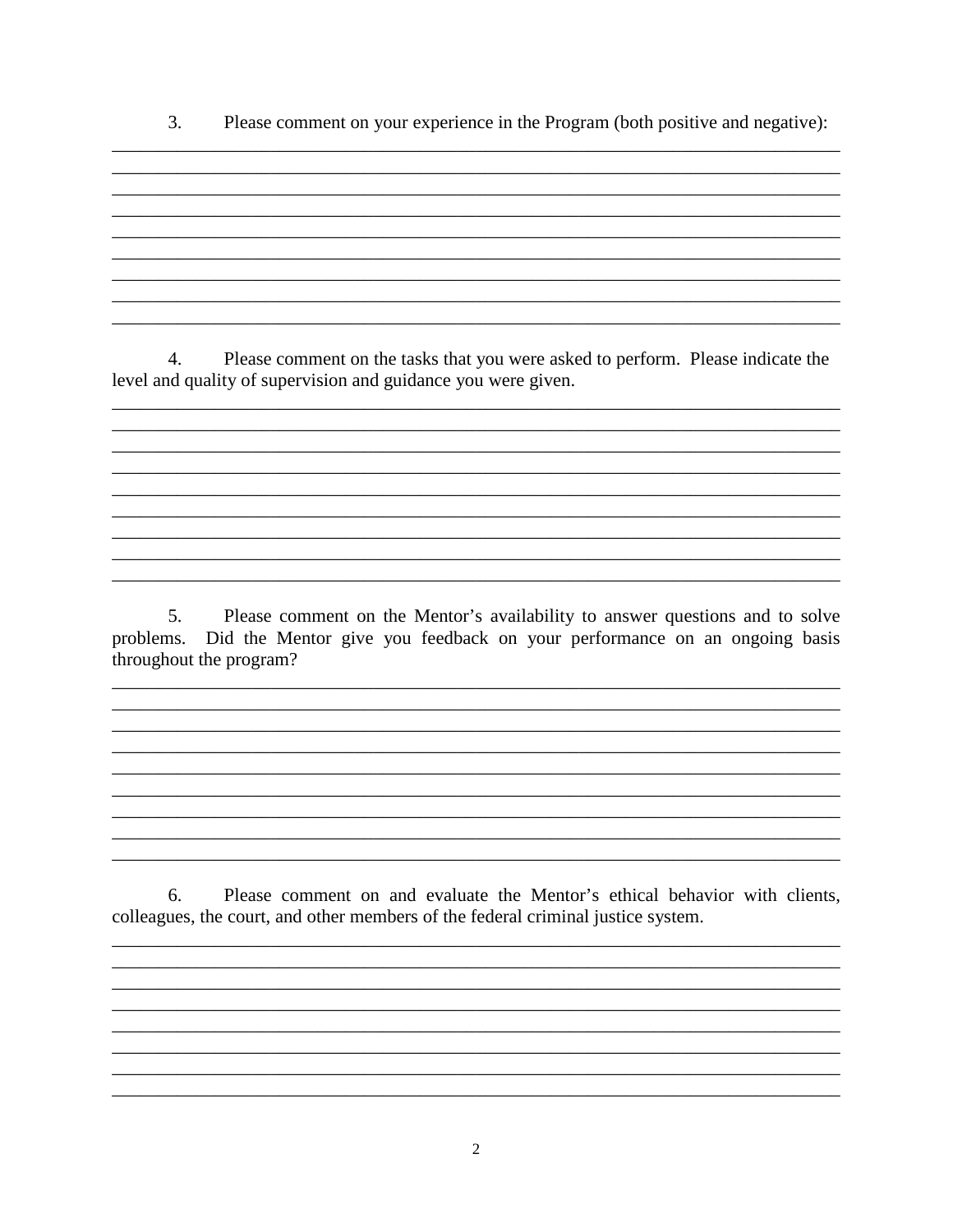3. Please comment on your experience in the Program (both positive and negative):

_______________________________________________________________________________
_______________________________________________________________________________
_______________________________________________________________________________
_______________________________________________________________________________
_______________________________________________________________________________
_______________________________________________________________________________
_______________________________________________________________________________
_______________________________________________________________________________
_______________________________________________________________________________

4. Please comment on the tasks that you were asked to perform. Please indicate the level and quality of supervision and guidance you were given.

_______________________________________________________________________________
_______________________________________________________________________________
_______________________________________________________________________________
_______________________________________________________________________________
_______________________________________________________________________________
_______________________________________________________________________________
_______________________________________________________________________________
_______________________________________________________________________________
_______________________________________________________________________________

5. Please comment on the Mentor's availability to answer questions and to solve problems. Did the Mentor give you feedback on your performance on an ongoing basis throughout the program?

_______________________________________________________________________________
_______________________________________________________________________________
_______________________________________________________________________________
_______________________________________________________________________________
_______________________________________________________________________________
_______________________________________________________________________________
_______________________________________________________________________________
_______________________________________________________________________________
_______________________________________________________________________________

6. Please comment on and evaluate the Mentor's ethical behavior with clients, colleagues, the court, and other members of the federal criminal justice system.

_______________________________________________________________________________
_______________________________________________________________________________
_______________________________________________________________________________
_______________________________________________________________________________
_______________________________________________________________________________
_______________________________________________________________________________
_______________________________________________________________________________
_______________________________________________________________________________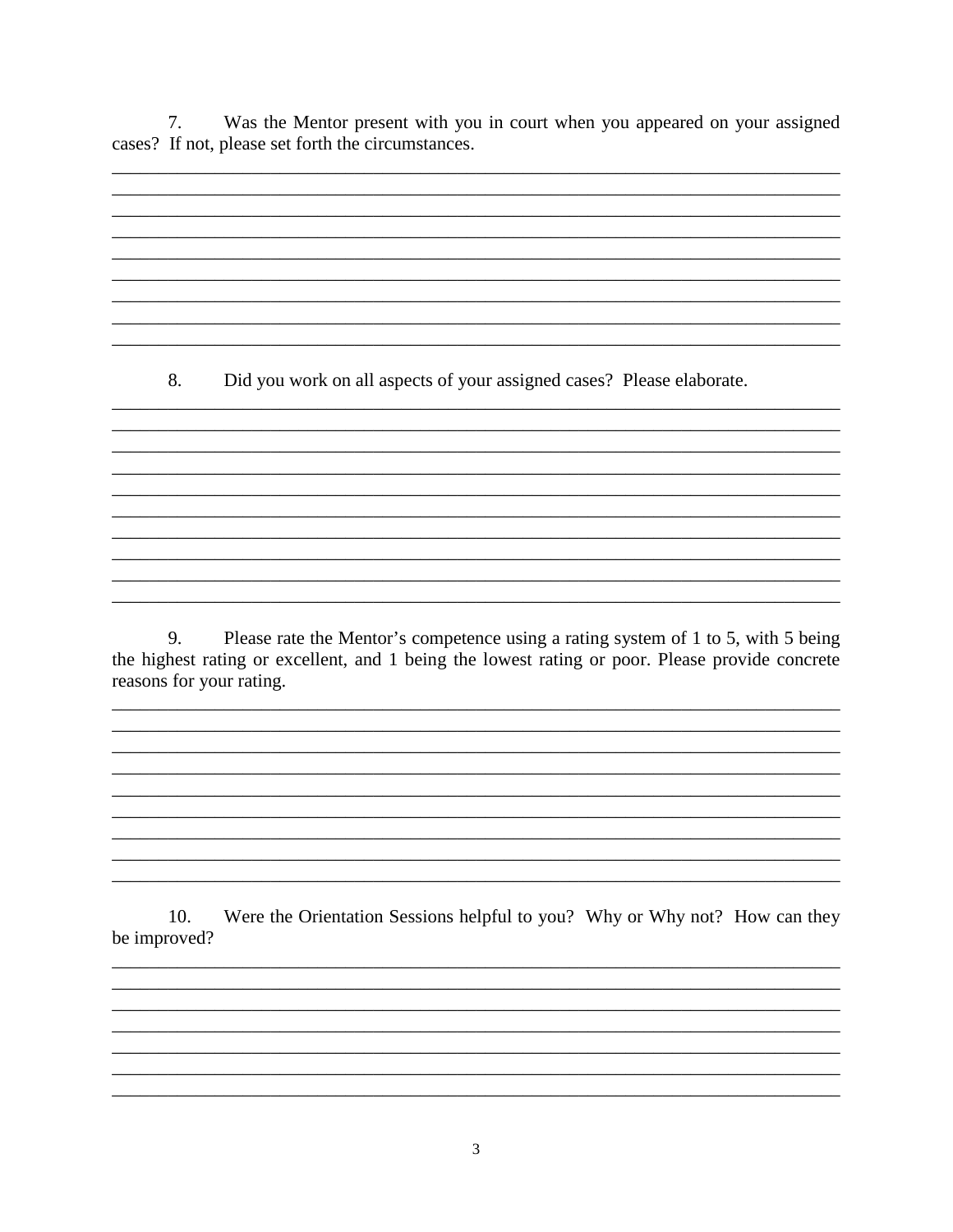7. Was the Mentor present with you in court when you appeared on your assigned cases? If not, please set forth the circumstances.

_______________________________________________________________________________
_______________________________________________________________________________
_______________________________________________________________________________
_______________________________________________________________________________
_______________________________________________________________________________
_______________________________________________________________________________
_______________________________________________________________________________
_______________________________________________________________________________
_______________________________________________________________________________

8. Did you work on all aspects of your assigned cases? Please elaborate.

_______________________________________________________________________________
_______________________________________________________________________________
_______________________________________________________________________________
_______________________________________________________________________________
_______________________________________________________________________________
_______________________________________________________________________________
_______________________________________________________________________________
_______________________________________________________________________________
_______________________________________________________________________________

9. Please rate the Mentor's competence using a rating system of 1 to 5, with 5 being the highest rating or excellent, and 1 being the lowest rating or poor. Please provide concrete reasons for your rating.

_______________________________________________________________________________
_______________________________________________________________________________
_______________________________________________________________________________
_______________________________________________________________________________
_______________________________________________________________________________
_______________________________________________________________________________
_______________________________________________________________________________
_______________________________________________________________________________
_______________________________________________________________________________

10. Were the Orientation Sessions helpful to you? Why or Why not? How can they be improved?

_______________________________________________________________________________
_______________________________________________________________________________
_______________________________________________________________________________
_______________________________________________________________________________
_______________________________________________________________________________
_______________________________________________________________________________
_______________________________________________________________________________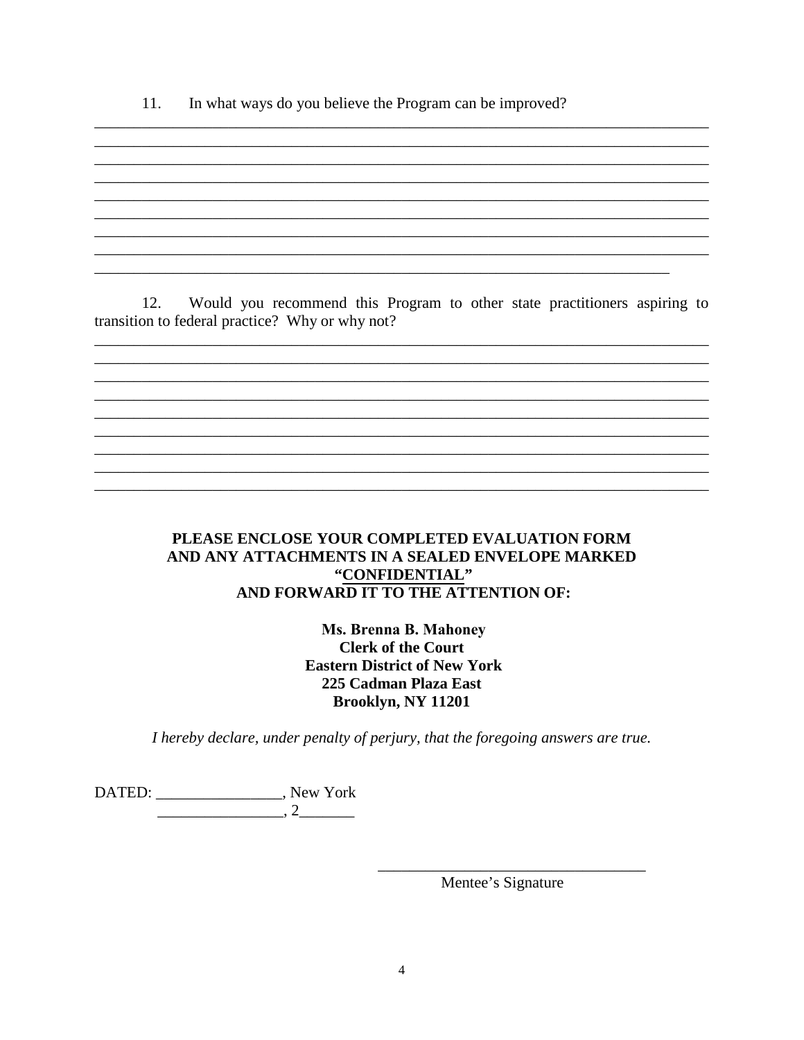11. In what ways do you believe the Program can be improved?

_______________________________________________________________________________
_______________________________________________________________________________
_______________________________________________________________________________
_______________________________________________________________________________
_______________________________________________________________________________
_______________________________________________________________________________
_______________________________________________________________________________
_______________________________________________________________________________
_______________________________________________________________________________

12. Would you recommend this Program to other state practitioners aspiring to transition to federal practice? Why or why not?

_______________________________________________________________________________
_______________________________________________________________________________
_______________________________________________________________________________
_______________________________________________________________________________
_______________________________________________________________________________
_______________________________________________________________________________
_______________________________________________________________________________
_______________________________________________________________________________
_______________________________________________________________________________

**PLEASE ENCLOSE YOUR COMPLETED EVALUATION FORM AND ANY ATTACHMENTS IN A SEALED ENVELOPE MARKED "<u>CONFIDENTIAL</u>" AND FORWARD IT TO THE ATTENTION OF:**

**Ms. Brenna B. Mahoney**
**Clerk of the Court**
**Eastern District of New York**
**225 Cadman Plaza East**
**Brooklyn, NY 11201**

*I hereby declare, under penalty of perjury, that the foregoing answers are true.*

DATED: ________________, New York
________________, 2_______

_________________________________
Mentee's Signature